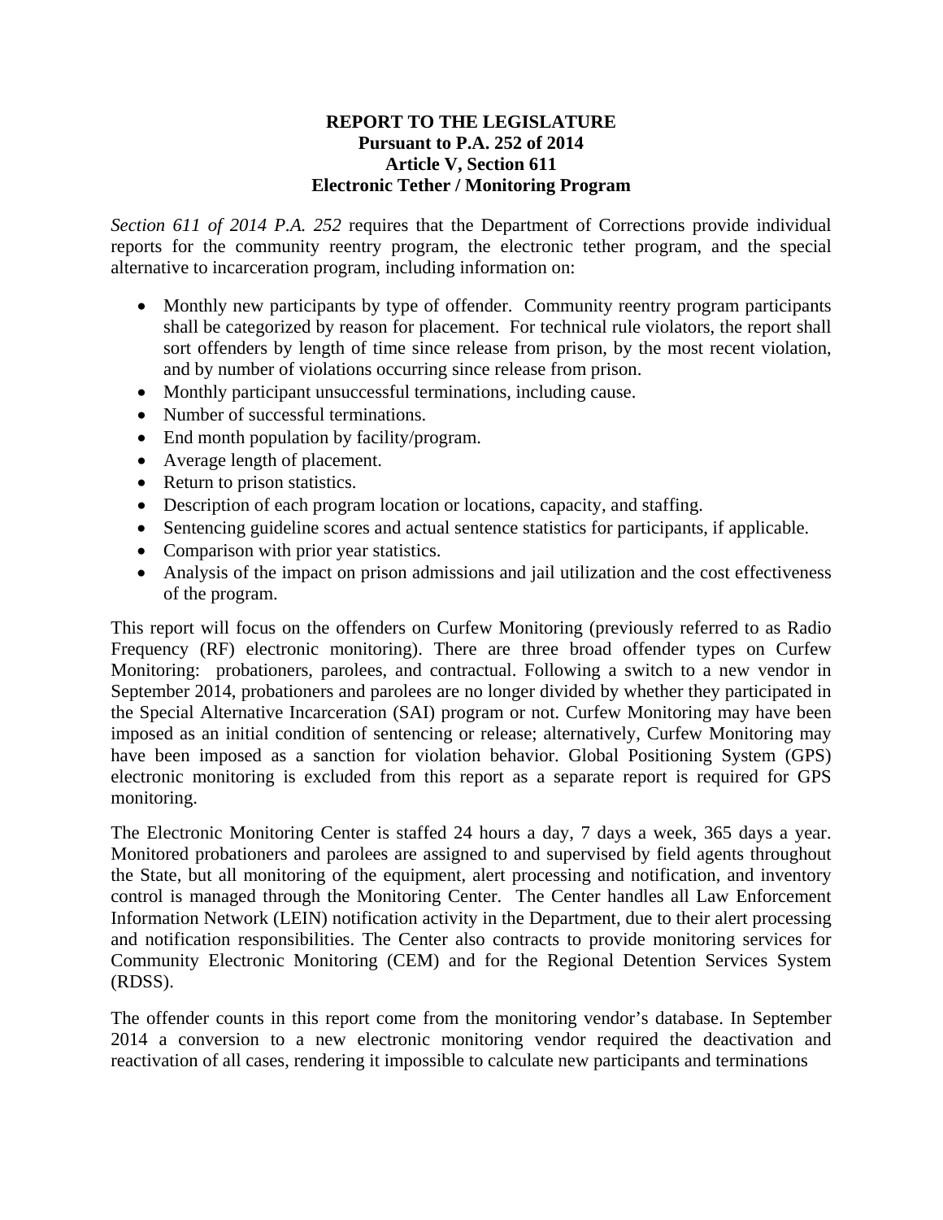**REPORT TO THE LEGISLATURE**
**Pursuant to P.A. 252 of 2014**
**Article V, Section 611**
**Electronic Tether / Monitoring Program**

*Section 611 of 2014 P.A. 252* requires that the Department of Corrections provide individual reports for the community reentry program, the electronic tether program, and the special alternative to incarceration program, including information on:

- Monthly new participants by type of offender. Community reentry program participants shall be categorized by reason for placement. For technical rule violators, the report shall sort offenders by length of time since release from prison, by the most recent violation, and by number of violations occurring since release from prison.
- Monthly participant unsuccessful terminations, including cause.
- Number of successful terminations.
- End month population by facility/program.
- Average length of placement.
- Return to prison statistics.
- Description of each program location or locations, capacity, and staffing.
- Sentencing guideline scores and actual sentence statistics for participants, if applicable.
- Comparison with prior year statistics.
- Analysis of the impact on prison admissions and jail utilization and the cost effectiveness of the program.

This report will focus on the offenders on Curfew Monitoring (previously referred to as Radio Frequency (RF) electronic monitoring). There are three broad offender types on Curfew Monitoring: probationers, parolees, and contractual. Following a switch to a new vendor in September 2014, probationers and parolees are no longer divided by whether they participated in the Special Alternative Incarceration (SAI) program or not. Curfew Monitoring may have been imposed as an initial condition of sentencing or release; alternatively, Curfew Monitoring may have been imposed as a sanction for violation behavior. Global Positioning System (GPS) electronic monitoring is excluded from this report as a separate report is required for GPS monitoring.

The Electronic Monitoring Center is staffed 24 hours a day, 7 days a week, 365 days a year. Monitored probationers and parolees are assigned to and supervised by field agents throughout the State, but all monitoring of the equipment, alert processing and notification, and inventory control is managed through the Monitoring Center. The Center handles all Law Enforcement Information Network (LEIN) notification activity in the Department, due to their alert processing and notification responsibilities. The Center also contracts to provide monitoring services for Community Electronic Monitoring (CEM) and for the Regional Detention Services System (RDSS).

The offender counts in this report come from the monitoring vendor's database. In September 2014 a conversion to a new electronic monitoring vendor required the deactivation and reactivation of all cases, rendering it impossible to calculate new participants and terminations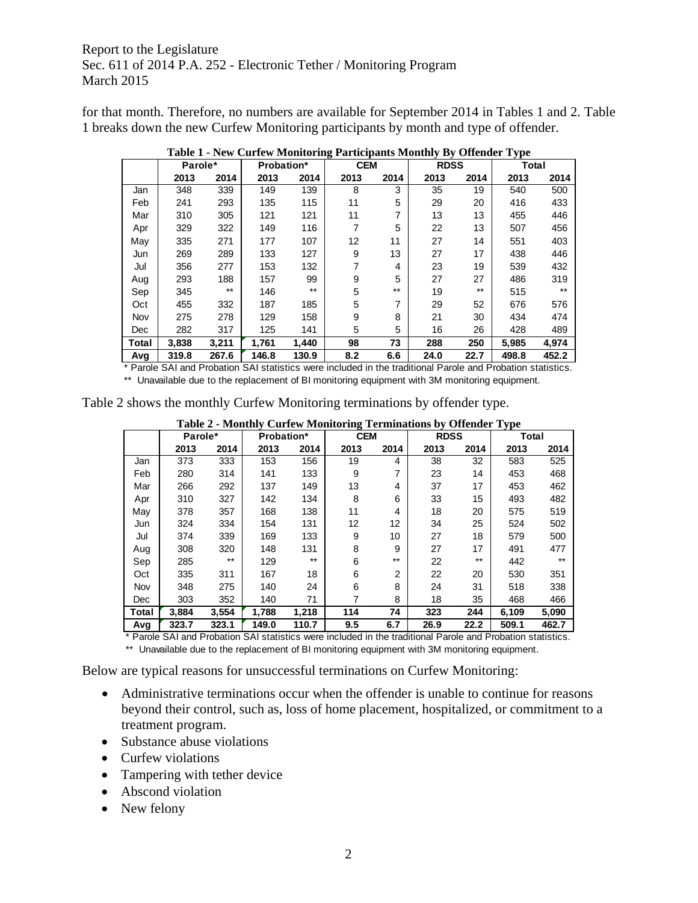for that month. Therefore, no numbers are available for September 2014 in Tables 1 and 2. Table 1 breaks down the new Curfew Monitoring participants by month and type of offender.

**Table 1 - New Curfew Monitoring Participants Monthly By Offender Type**

| | Parole* | | Probation* | | CEM | | RDSS | | Total | |
|---|---|---|---|---|---|---|---|---|---|---|
| | 2013 | 2014 | 2013 | 2014 | 2013 | 2014 | 2013 | 2014 | 2013 | 2014 |
| Jan | 348 | 339 | 149 | 139 | 8 | 3 | 35 | 19 | 540 | 500 |
| Feb | 241 | 293 | 135 | 115 | 11 | 5 | 29 | 20 | 416 | 433 |
| Mar | 310 | 305 | 121 | 121 | 11 | 7 | 13 | 13 | 455 | 446 |
| Apr | 329 | 322 | 149 | 116 | 7 | 5 | 22 | 13 | 507 | 456 |
| May | 335 | 271 | 177 | 107 | 12 | 11 | 27 | 14 | 551 | 403 |
| Jun | 269 | 289 | 133 | 127 | 9 | 13 | 27 | 17 | 438 | 446 |
| Jul | 356 | 277 | 153 | 132 | 7 | 4 | 23 | 19 | 539 | 432 |
| Aug | 293 | 188 | 157 | 99 | 9 | 5 | 27 | 27 | 486 | 319 |
| Sep | 345 | ** | 146 | ** | 5 | ** | 19 | ** | 515 | ** |
| Oct | 455 | 332 | 187 | 185 | 5 | 7 | 29 | 52 | 676 | 576 |
| Nov | 275 | 278 | 129 | 158 | 9 | 8 | 21 | 30 | 434 | 474 |
| Dec | 282 | 317 | 125 | 141 | 5 | 5 | 16 | 26 | 428 | 489 |
| **Total** | **3,838** | **3,211** | **1,761** | **1,440** | **98** | **73** | **288** | **250** | **5,985** | **4,974** |
| **Avg** | **319.8** | **267.6** | **146.8** | **130.9** | **8.2** | **6.6** | **24.0** | **22.7** | **498.8** | **452.2** |

\* Parole SAI and Probation SAI statistics were included in the traditional Parole and Probation statistics.

\** Unavailable due to the replacement of BI monitoring equipment with 3M monitoring equipment.

Table 2 shows the monthly Curfew Monitoring terminations by offender type.

**Table 2 - Monthly Curfew Monitoring Terminations by Offender Type**

| | Parole* | | Probation* | | CEM | | RDSS | | Total | |
|---|---|---|---|---|---|---|---|---|---|---|
| | 2013 | 2014 | 2013 | 2014 | 2013 | 2014 | 2013 | 2014 | 2013 | 2014 |
| Jan | 373 | 333 | 153 | 156 | 19 | 4 | 38 | 32 | 583 | 525 |
| Feb | 280 | 314 | 141 | 133 | 9 | 7 | 23 | 14 | 453 | 468 |
| Mar | 266 | 292 | 137 | 149 | 13 | 4 | 37 | 17 | 453 | 462 |
| Apr | 310 | 327 | 142 | 134 | 8 | 6 | 33 | 15 | 493 | 482 |
| May | 378 | 357 | 168 | 138 | 11 | 4 | 18 | 20 | 575 | 519 |
| Jun | 324 | 334 | 154 | 131 | 12 | 12 | 34 | 25 | 524 | 502 |
| Jul | 374 | 339 | 169 | 133 | 9 | 10 | 27 | 18 | 579 | 500 |
| Aug | 308 | 320 | 148 | 131 | 8 | 9 | 27 | 17 | 491 | 477 |
| Sep | 285 | ** | 129 | ** | 6 | ** | 22 | ** | 442 | ** |
| Oct | 335 | 311 | 167 | 18 | 6 | 2 | 22 | 20 | 530 | 351 |
| Nov | 348 | 275 | 140 | 24 | 6 | 8 | 24 | 31 | 518 | 338 |
| Dec | 303 | 352 | 140 | 71 | 7 | 8 | 18 | 35 | 468 | 466 |
| **Total** | **3,884** | **3,554** | **1,788** | **1,218** | **114** | **74** | **323** | **244** | **6,109** | **5,090** |
| **Avg** | **323.7** | **323.1** | **149.0** | **110.7** | **9.5** | **6.7** | **26.9** | **22.2** | **509.1** | **462.7** |

\* Parole SAI and Probation SAI statistics were included in the traditional Parole and Probation statistics.

\** Unavailable due to the replacement of BI monitoring equipment with 3M monitoring equipment.

Below are typical reasons for unsuccessful terminations on Curfew Monitoring:

- Administrative terminations occur when the offender is unable to continue for reasons beyond their control, such as, loss of home placement, hospitalized, or commitment to a treatment program.
- Substance abuse violations
- Curfew violations
- Tampering with tether device
- Abscond violation
- New felony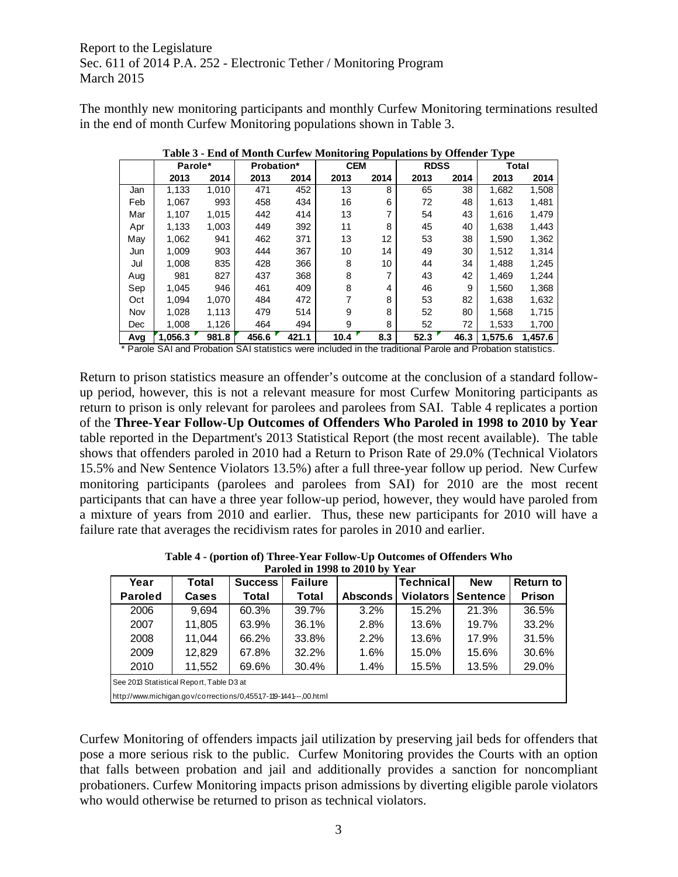The monthly new monitoring participants and monthly Curfew Monitoring terminations resulted in the end of month Curfew Monitoring populations shown in Table 3.

**Table 3 - End of Month Curfew Monitoring Populations by Offender Type**

| | Parole* | | Probation* | | CEM | | RDSS | | Total | |
|---|---|---|---|---|---|---|---|---|---|---|
| | 2013 | 2014 | 2013 | 2014 | 2013 | 2014 | 2013 | 2014 | 2013 | 2014 |
| Jan | 1,133 | 1,010 | 471 | 452 | 13 | 8 | 65 | 38 | 1,682 | 1,508 |
| Feb | 1,067 | 993 | 458 | 434 | 16 | 6 | 72 | 48 | 1,613 | 1,481 |
| Mar | 1,107 | 1,015 | 442 | 414 | 13 | 7 | 54 | 43 | 1,616 | 1,479 |
| Apr | 1,133 | 1,003 | 449 | 392 | 11 | 8 | 45 | 40 | 1,638 | 1,443 |
| May | 1,062 | 941 | 462 | 371 | 13 | 12 | 53 | 38 | 1,590 | 1,362 |
| Jun | 1,009 | 903 | 444 | 367 | 10 | 14 | 49 | 30 | 1,512 | 1,314 |
| Jul | 1,008 | 835 | 428 | 366 | 8 | 10 | 44 | 34 | 1,488 | 1,245 |
| Aug | 981 | 827 | 437 | 368 | 8 | 7 | 43 | 42 | 1,469 | 1,244 |
| Sep | 1,045 | 946 | 461 | 409 | 8 | 4 | 46 | 9 | 1,560 | 1,368 |
| Oct | 1,094 | 1,070 | 484 | 472 | 7 | 8 | 53 | 82 | 1,638 | 1,632 |
| Nov | 1,028 | 1,113 | 479 | 514 | 9 | 8 | 52 | 80 | 1,568 | 1,715 |
| Dec | 1,008 | 1,126 | 464 | 494 | 9 | 8 | 52 | 72 | 1,533 | 1,700 |
| **Avg** | **1,056.3** | **981.8** | **456.6** | **421.1** | **10.4** | **8.3** | **52.3** | **46.3** | **1,575.6** | **1,457.6** |

\* Parole SAI and Probation SAI statistics were included in the traditional Parole and Probation statistics.

Return to prison statistics measure an offender's outcome at the conclusion of a standard follow-up period, however, this is not a relevant measure for most Curfew Monitoring participants as return to prison is only relevant for parolees and parolees from SAI. Table 4 replicates a portion of the **Three-Year Follow-Up Outcomes of Offenders Who Paroled in 1998 to 2010 by Year** table reported in the Department's 2013 Statistical Report (the most recent available). The table shows that offenders paroled in 2010 had a Return to Prison Rate of 29.0% (Technical Violators 15.5% and New Sentence Violators 13.5%) after a full three-year follow up period. New Curfew monitoring participants (parolees and parolees from SAI) for 2010 are the most recent participants that can have a three year follow-up period, however, they would have paroled from a mixture of years from 2010 and earlier. Thus, these new participants for 2010 will have a failure rate that averages the recidivism rates for paroles in 2010 and earlier.

**Table 4 - (portion of) Three-Year Follow-Up Outcomes of Offenders Who Paroled in 1998 to 2010 by Year**

| Year Paroled | Total Cases | Success Total | Failure Total | Absconds | Technical Violators | New Sentence | Return to Prison |
|---|---|---|---|---|---|---|---|
| 2006 | 9,694 | 60.3% | 39.7% | 3.2% | 15.2% | 21.3% | 36.5% |
| 2007 | 11,805 | 63.9% | 36.1% | 2.8% | 13.6% | 19.7% | 33.2% |
| 2008 | 11,044 | 66.2% | 33.8% | 2.2% | 13.6% | 17.9% | 31.5% |
| 2009 | 12,829 | 67.8% | 32.2% | 1.6% | 15.0% | 15.6% | 30.6% |
| 2010 | 11,552 | 69.6% | 30.4% | 1.4% | 15.5% | 13.5% | 29.0% |

See 2013 Statistical Report, Table D3 at

http://www.michigan.gov/corrections/0,4551,7-119-1441---,00.html

Curfew Monitoring of offenders impacts jail utilization by preserving jail beds for offenders that pose a more serious risk to the public. Curfew Monitoring provides the Courts with an option that falls between probation and jail and additionally provides a sanction for noncompliant probationers. Curfew Monitoring impacts prison admissions by diverting eligible parole violators who would otherwise be returned to prison as technical violators.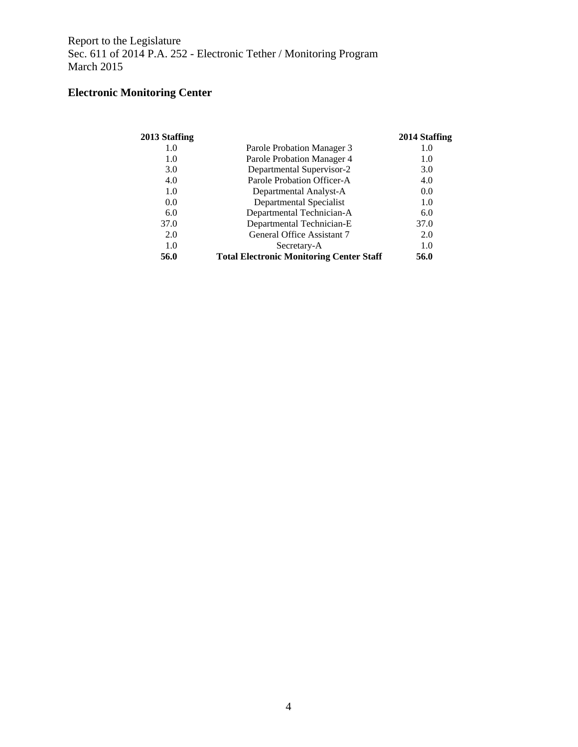Report to the Legislature
Sec. 611 of 2014 P.A. 252 - Electronic Tether / Monitoring Program
March 2015

## Electronic Monitoring Center

| 2013 Staffing | | 2014 Staffing |
|---|---|---|
| 1.0 | Parole Probation Manager 3 | 1.0 |
| 1.0 | Parole Probation Manager 4 | 1.0 |
| 3.0 | Departmental Supervisor-2 | 3.0 |
| 4.0 | Parole Probation Officer-A | 4.0 |
| 1.0 | Departmental Analyst-A | 0.0 |
| 0.0 | Departmental Specialist | 1.0 |
| 6.0 | Departmental Technician-A | 6.0 |
| 37.0 | Departmental Technician-E | 37.0 |
| 2.0 | General Office Assistant 7 | 2.0 |
| 1.0 | Secretary-A | 1.0 |
| **56.0** | **Total Electronic Monitoring Center Staff** | **56.0** |